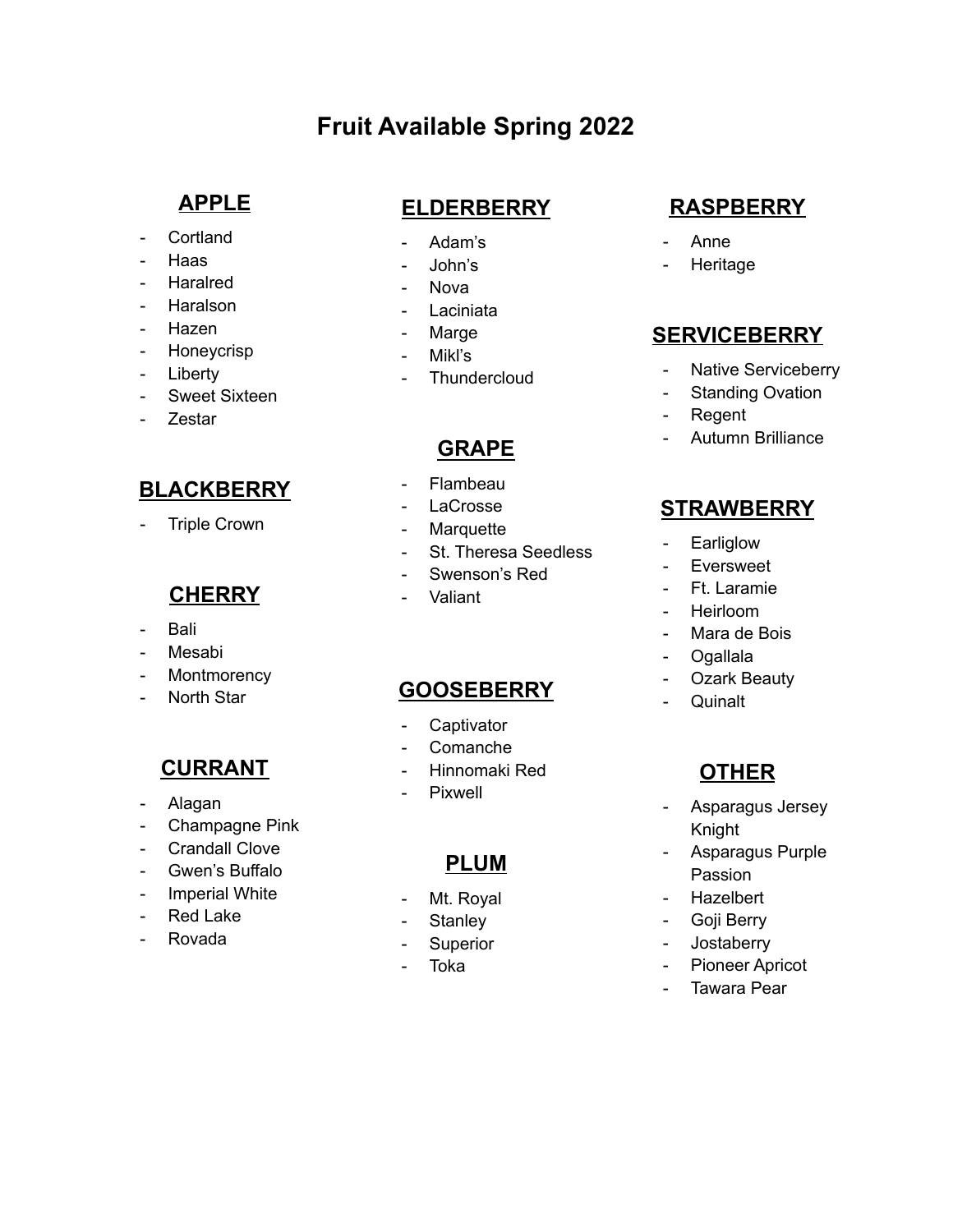# Fruit Available Spring 2022

## APPLE

- Cortland
- Haas
- Haralred
- Haralson
- Hazen
- Honeycrisp
- Liberty
- Sweet Sixteen
- Zestar

## BLACKBERRY

- Triple Crown

## CHERRY

- Bali
- Mesabi
- Montmorency
- North Star

## CURRANT

- Alagan
- Champagne Pink
- Crandall Clove
- Gwen's Buffalo
- Imperial White
- Red Lake
- Rovada

## ELDERBERRY

- Adam's
- John's
- Nova
- Laciniata
- Marge
- Mikl's
- Thundercloud

## GRAPE

- Flambeau
- LaCrosse
- Marquette
- St. Theresa Seedless
- Swenson's Red
- Valiant

## GOOSEBERRY

- Captivator
- Comanche
- Hinnomaki Red
- Pixwell

## PLUM

- Mt. Royal
- Stanley
- Superior
- Toka

## RASPBERRY

- Anne
- Heritage

## SERVICEBERRY

- Native Serviceberry
- Standing Ovation
- Regent
- Autumn Brilliance

## STRAWBERRY

- Earliglow
- Eversweet
- Ft. Laramie
- Heirloom
- Mara de Bois
- Ogallala
- Ozark Beauty
- Quinalt

## OTHER

- Asparagus Jersey Knight
- Asparagus Purple Passion
- Hazelbert
- Goji Berry
- Jostaberry
- Pioneer Apricot
- Tawara Pear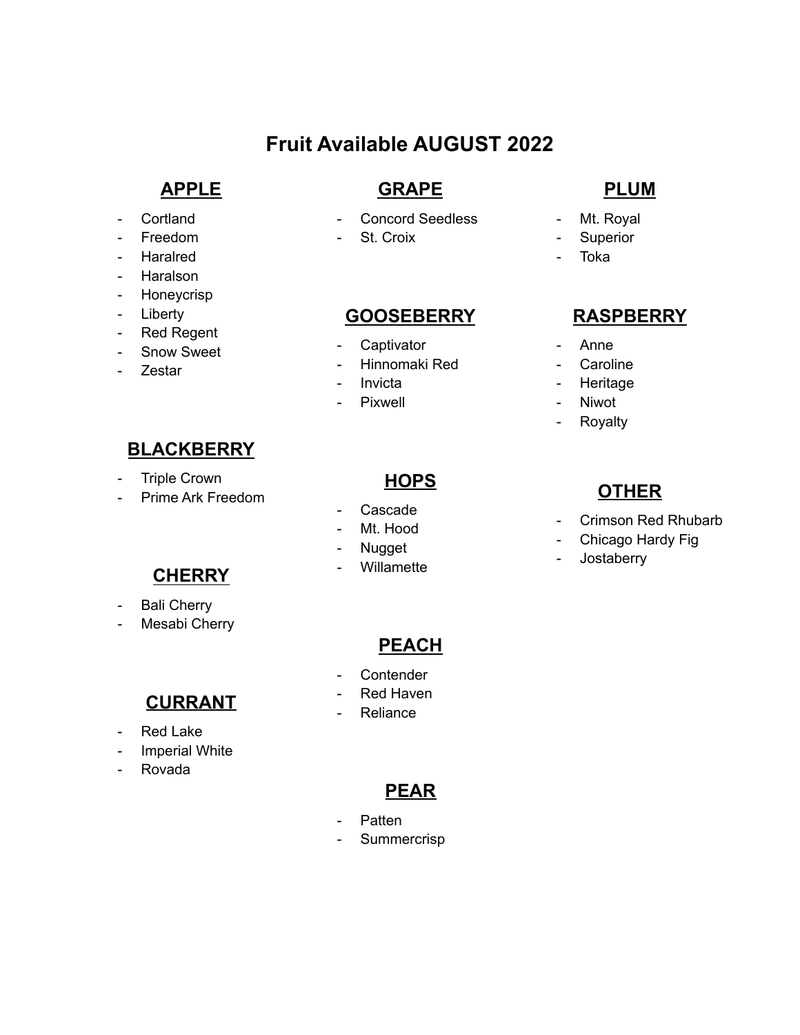# Fruit Available AUGUST 2022

## APPLE

- Cortland
- Freedom
- Haralred
- Haralson
- Honeycrisp
- Liberty
- Red Regent
- Snow Sweet
- Zestar

## BLACKBERRY

- Triple Crown
- Prime Ark Freedom

## CHERRY

- Bali Cherry
- Mesabi Cherry

## CURRANT

- Red Lake
- Imperial White
- Rovada

## GRAPE

- Concord Seedless
- St. Croix

## GOOSEBERRY

- Captivator
- Hinnomaki Red
- Invicta
- Pixwell

## HOPS

- Cascade
- Mt. Hood
- Nugget
- Willamette

## PEACH

- Contender
- Red Haven
- Reliance

## PEAR

- Patten
- Summercrisp

## PLUM

- Mt. Royal
- Superior
- Toka

## RASPBERRY

- Anne
- Caroline
- Heritage
- Niwot
- Royalty

## OTHER

- Crimson Red Rhubarb
- Chicago Hardy Fig
- Jostaberry